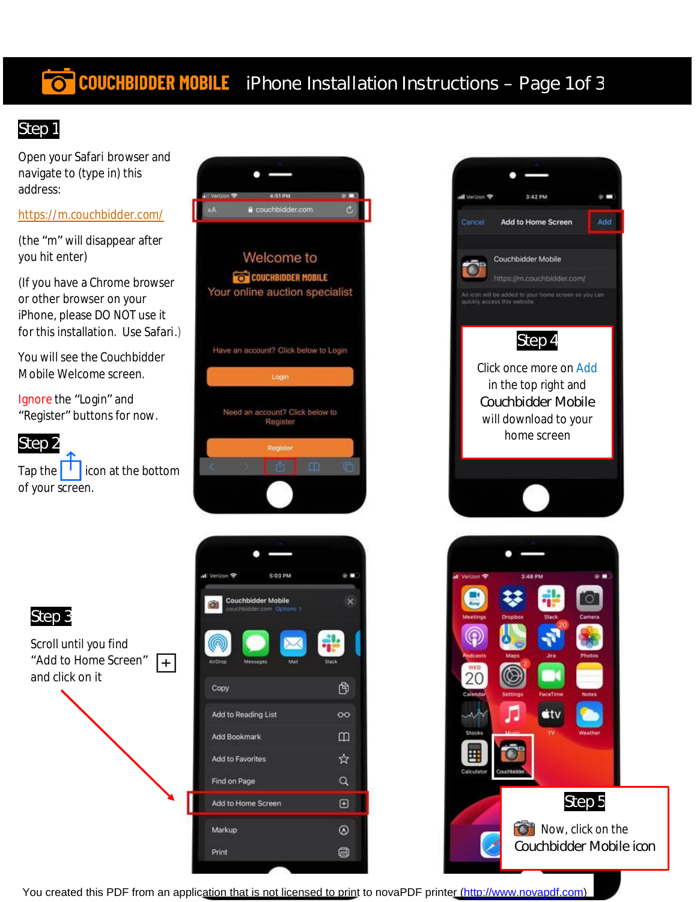# COUCHBIDDER MOBILE iPhone Installation Instructions – Page 1of 3

## Step 1

Open your Safari browser and navigate to (type in) this address:

https://m.couchbidder.com/

(the "m" will disappear after you hit enter)

(If you have a Chrome browser or other browser on your iPhone, please DO NOT use it for this installation. Use Safari.)

You will see the Couchbidder Mobile Welcome screen.

Ignore the "Login" and "Register" buttons for now.

## Step 2

Tap the icon at the bottom of your screen.

## Step 3

Scroll until you find "Add to Home Screen" and click on it

## Step 4

Click once more on Add in the top right and Couchbidder Mobile will download to your home screen

## Step 5

Now, click on the Couchbidder Mobile icon

You created this PDF from an application that is not licensed to print to novaPDF printer (http://www.novapdf.com)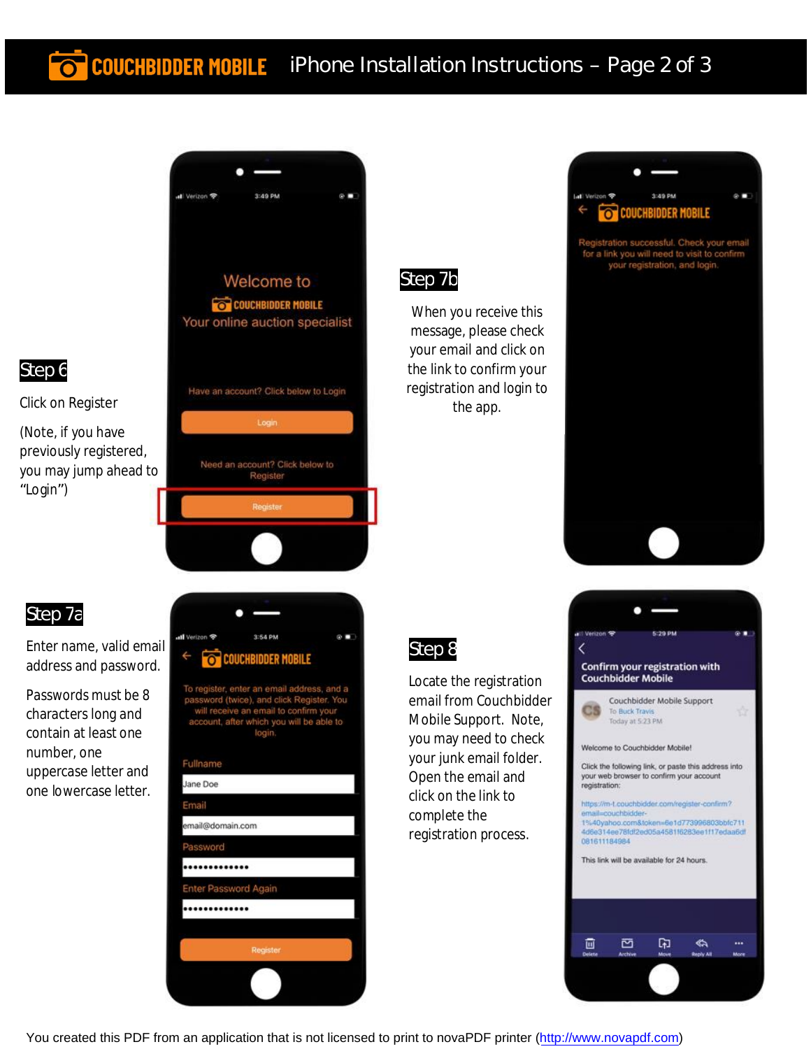# COUCHBIDDER MOBILE iPhone Installation Instructions – Page 2 of 3

## Step 6

Click on Register

(Note, if you have previously registered, you may jump ahead to "Login")

## Step 7a

Enter name, valid email address and password.

Passwords must be 8 characters long and contain at least one number, one uppercase letter and one lowercase letter.

## Step 7b

When you receive this message, please check your email and click on the link to confirm your registration and login to the app.

## Step 8

Locate the registration email from Couchbidder Mobile Support. Note, you may need to check your junk email folder. Open the email and click on the link to complete the registration process.

You created this PDF from an application that is not licensed to print to novaPDF printer (http://www.novapdf.com)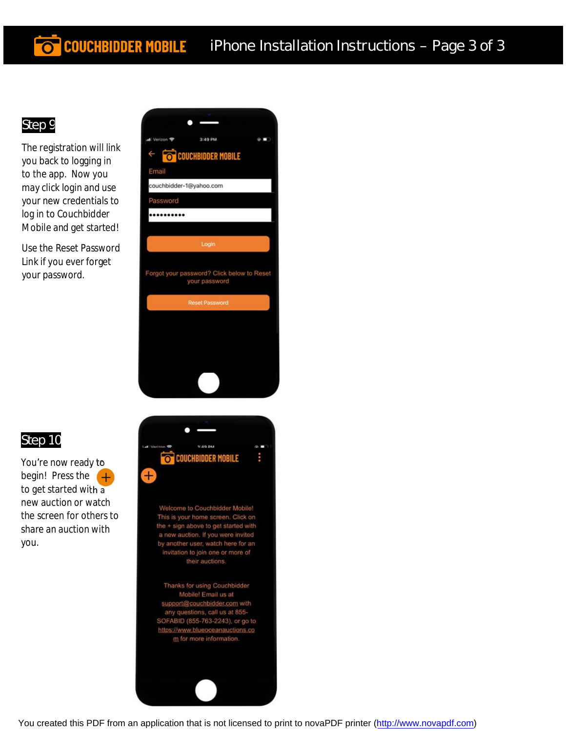## Step 9

The registration will link you back to logging in to the app. Now you may click login and use your new credentials to log in to Couchbidder Mobile and get started!

Use the Reset Password Link if you ever forget your password.

COUCHBIDDER MOBILE

Email

couchbidder-1@yahoo.com

Password

••••••••••

Login

Forgot your password? Click below to Reset your password

Reset Password

## Step 10

You're now ready to begin! Press the + to get started with a new auction or watch the screen for others to share an auction with you.

COUCHBIDDER MOBILE

Welcome to Couchbidder Mobile! This is your home screen. Click on the + sign above to get started with a new auction. If you were invited by another user, watch here for an invitation to join one or more of their auctions.

Thanks for using Couchbidder Mobile! Email us at support@couchbidder.com with any questions, call us at 855-SOFABID (855-763-2243), or go to https://www.blueoceanauctions.com for more information.

You created this PDF from an application that is not licensed to print to novaPDF printer (http://www.novapdf.com)